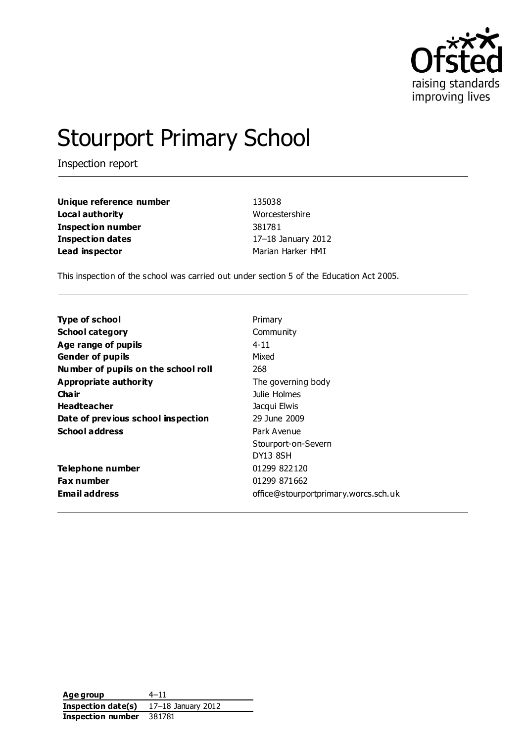# Stourport Primary School

Inspection report

| | |
|---|---|
| **Unique reference number** | 135038 |
| **Local authority** | Worcestershire |
| **Inspection number** | 381781 |
| **Inspection dates** | 17–18 January 2012 |
| **Lead inspector** | Marian Harker HMI |

This inspection of the school was carried out under section 5 of the Education Act 2005.

| | |
|---|---|
| **Type of school** | Primary |
| **School category** | Community |
| **Age range of pupils** | 4-11 |
| **Gender of pupils** | Mixed |
| **Number of pupils on the school roll** | 268 |
| **Appropriate authority** | The governing body |
| **Chair** | Julie Holmes |
| **Headteacher** | Jacqui Elwis |
| **Date of previous school inspection** | 29 June 2009 |
| **School address** | Park Avenue<br>Stourport-on-Severn<br>DY13 8SH |
| **Telephone number** | 01299 822120 |
| **Fax number** | 01299 871662 |
| **Email address** | office@stourportprimary.worcs.sch.uk |

| | |
|---|---|
| **Age group** | 4–11 |
| **Inspection date(s)** | 17–18 January 2012 |
| **Inspection number** | 381781 |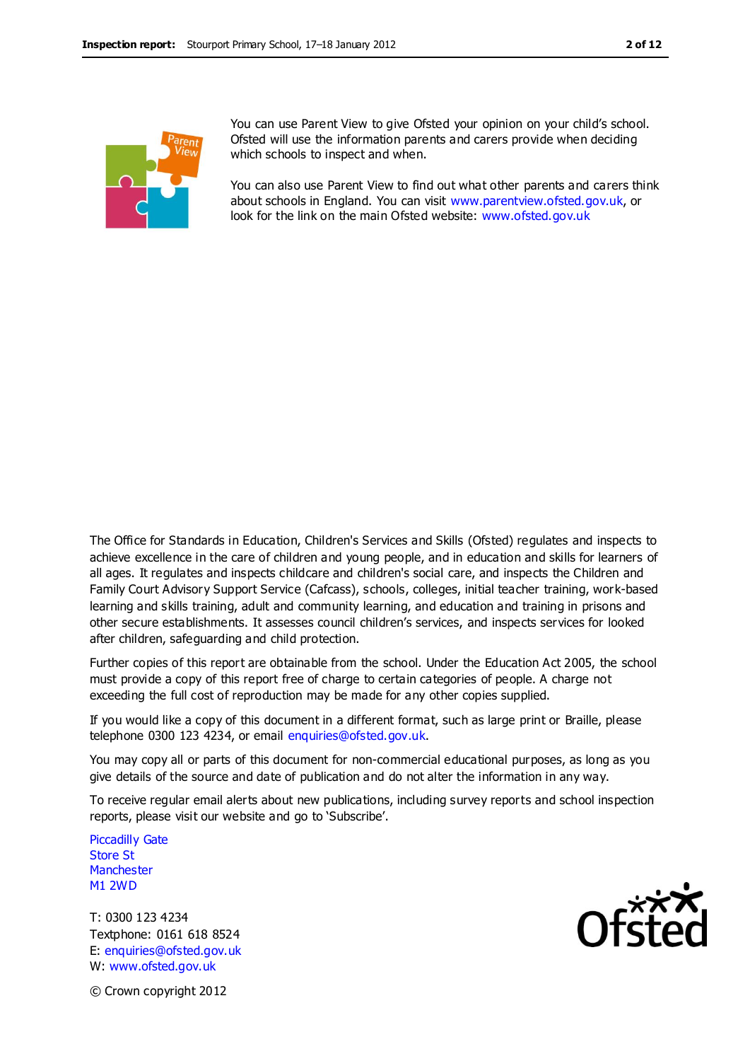You can use Parent View to give Ofsted your opinion on your child's school. Ofsted will use the information parents and carers provide when deciding which schools to inspect and when.

You can also use Parent View to find out what other parents and carers think about schools in England. You can visit www.parentview.ofsted.gov.uk, or look for the link on the main Ofsted website: www.ofsted.gov.uk

The Office for Standards in Education, Children's Services and Skills (Ofsted) regulates and inspects to achieve excellence in the care of children and young people, and in education and skills for learners of all ages. It regulates and inspects childcare and children's social care, and inspects the Children and Family Court Advisory Support Service (Cafcass), schools, colleges, initial teacher training, work-based learning and skills training, adult and community learning, and education and training in prisons and other secure establishments. It assesses council children's services, and inspects services for looked after children, safeguarding and child protection.

Further copies of this report are obtainable from the school. Under the Education Act 2005, the school must provide a copy of this report free of charge to certain categories of people. A charge not exceeding the full cost of reproduction may be made for any other copies supplied.

If you would like a copy of this document in a different format, such as large print or Braille, please telephone 0300 123 4234, or email enquiries@ofsted.gov.uk.

You may copy all or parts of this document for non-commercial educational purposes, as long as you give details of the source and date of publication and do not alter the information in any way.

To receive regular email alerts about new publications, including survey reports and school inspection reports, please visit our website and go to 'Subscribe'.

Piccadilly Gate
Store St
Manchester
M1 2WD

T: 0300 123 4234
Textphone: 0161 618 8524
E: enquiries@ofsted.gov.uk
W: www.ofsted.gov.uk

© Crown copyright 2012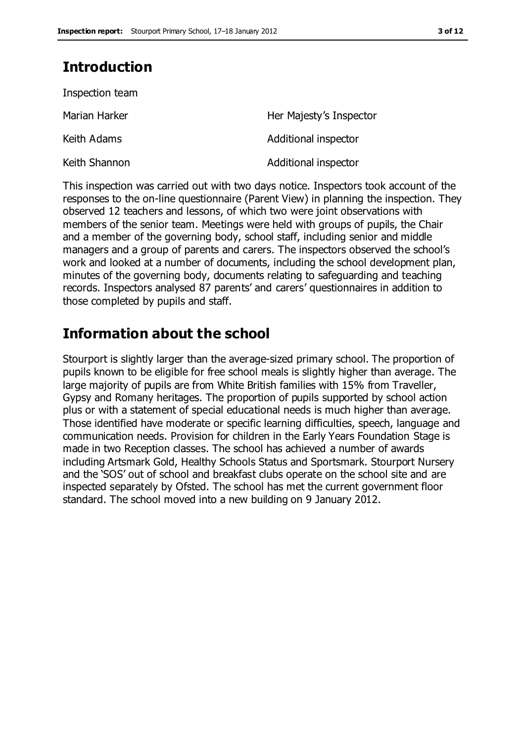## Introduction

Inspection team

| | |
|---|---|
| Marian Harker | Her Majesty's Inspector |
| Keith Adams | Additional inspector |
| Keith Shannon | Additional inspector |

This inspection was carried out with two days notice. Inspectors took account of the responses to the on-line questionnaire (Parent View) in planning the inspection. They observed 12 teachers and lessons, of which two were joint observations with members of the senior team. Meetings were held with groups of pupils, the Chair and a member of the governing body, school staff, including senior and middle managers and a group of parents and carers. The inspectors observed the school's work and looked at a number of documents, including the school development plan, minutes of the governing body, documents relating to safeguarding and teaching records. Inspectors analysed 87 parents' and carers' questionnaires in addition to those completed by pupils and staff.

## Information about the school

Stourport is slightly larger than the average-sized primary school. The proportion of pupils known to be eligible for free school meals is slightly higher than average. The large majority of pupils are from White British families with 15% from Traveller, Gypsy and Romany heritages. The proportion of pupils supported by school action plus or with a statement of special educational needs is much higher than average. Those identified have moderate or specific learning difficulties, speech, language and communication needs. Provision for children in the Early Years Foundation Stage is made in two Reception classes. The school has achieved a number of awards including Artsmark Gold, Healthy Schools Status and Sportsmark. Stourport Nursery and the 'SOS' out of school and breakfast clubs operate on the school site and are inspected separately by Ofsted. The school has met the current government floor standard. The school moved into a new building on 9 January 2012.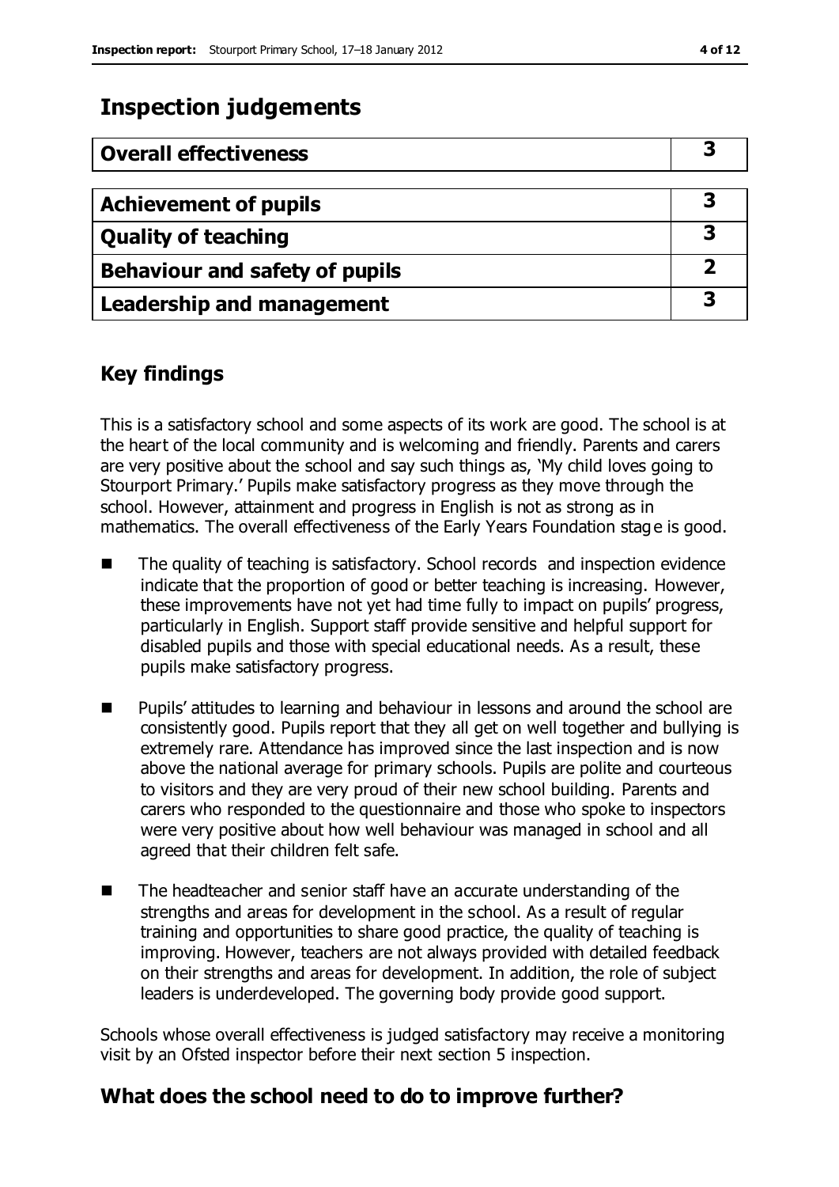## Inspection judgements

| Overall effectiveness | 3 |
|---|---|
| Achievement of pupils | 3 |
| Quality of teaching | 3 |
| Behaviour and safety of pupils | 2 |
| Leadership and management | 3 |

## Key findings

This is a satisfactory school and some aspects of its work are good. The school is at the heart of the local community and is welcoming and friendly. Parents and carers are very positive about the school and say such things as, 'My child loves going to Stourport Primary.' Pupils make satisfactory progress as they move through the school. However, attainment and progress in English is not as strong as in mathematics. The overall effectiveness of the Early Years Foundation stage is good.

- The quality of teaching is satisfactory. School records and inspection evidence indicate that the proportion of good or better teaching is increasing. However, these improvements have not yet had time fully to impact on pupils' progress, particularly in English. Support staff provide sensitive and helpful support for disabled pupils and those with special educational needs. As a result, these pupils make satisfactory progress.

- Pupils' attitudes to learning and behaviour in lessons and around the school are consistently good. Pupils report that they all get on well together and bullying is extremely rare. Attendance has improved since the last inspection and is now above the national average for primary schools. Pupils are polite and courteous to visitors and they are very proud of their new school building. Parents and carers who responded to the questionnaire and those who spoke to inspectors were very positive about how well behaviour was managed in school and all agreed that their children felt safe.

- The headteacher and senior staff have an accurate understanding of the strengths and areas for development in the school. As a result of regular training and opportunities to share good practice, the quality of teaching is improving. However, teachers are not always provided with detailed feedback on their strengths and areas for development. In addition, the role of subject leaders is underdeveloped. The governing body provide good support.

Schools whose overall effectiveness is judged satisfactory may receive a monitoring visit by an Ofsted inspector before their next section 5 inspection.

## What does the school need to do to improve further?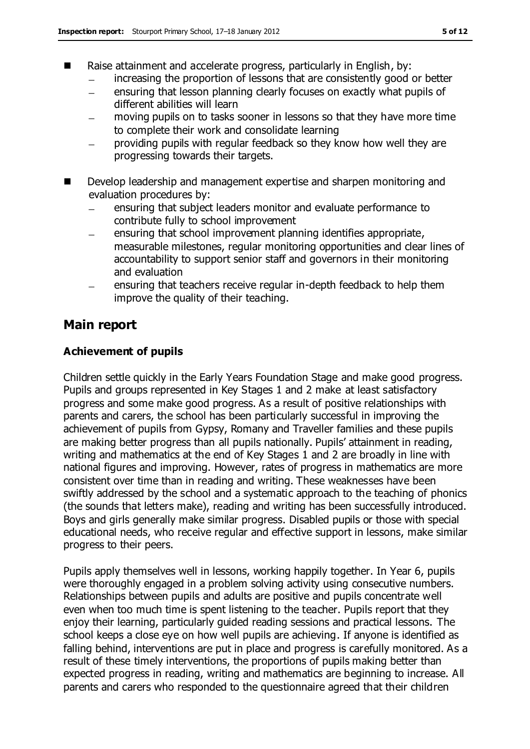- Raise attainment and accelerate progress, particularly in English, by:
  - increasing the proportion of lessons that are consistently good or better
  - ensuring that lesson planning clearly focuses on exactly what pupils of different abilities will learn
  - moving pupils on to tasks sooner in lessons so that they have more time to complete their work and consolidate learning
  - providing pupils with regular feedback so they know how well they are progressing towards their targets.

- Develop leadership and management expertise and sharpen monitoring and evaluation procedures by:
  - ensuring that subject leaders monitor and evaluate performance to contribute fully to school improvement
  - ensuring that school improvement planning identifies appropriate, measurable milestones, regular monitoring opportunities and clear lines of accountability to support senior staff and governors in their monitoring and evaluation
  - ensuring that teachers receive regular in-depth feedback to help them improve the quality of their teaching.

## Main report

### Achievement of pupils

Children settle quickly in the Early Years Foundation Stage and make good progress. Pupils and groups represented in Key Stages 1 and 2 make at least satisfactory progress and some make good progress. As a result of positive relationships with parents and carers, the school has been particularly successful in improving the achievement of pupils from Gypsy, Romany and Traveller families and these pupils are making better progress than all pupils nationally. Pupils' attainment in reading, writing and mathematics at the end of Key Stages 1 and 2 are broadly in line with national figures and improving. However, rates of progress in mathematics are more consistent over time than in reading and writing. These weaknesses have been swiftly addressed by the school and a systematic approach to the teaching of phonics (the sounds that letters make), reading and writing has been successfully introduced. Boys and girls generally make similar progress. Disabled pupils or those with special educational needs, who receive regular and effective support in lessons, make similar progress to their peers.

Pupils apply themselves well in lessons, working happily together. In Year 6, pupils were thoroughly engaged in a problem solving activity using consecutive numbers. Relationships between pupils and adults are positive and pupils concentrate well even when too much time is spent listening to the teacher. Pupils report that they enjoy their learning, particularly guided reading sessions and practical lessons. The school keeps a close eye on how well pupils are achieving. If anyone is identified as falling behind, interventions are put in place and progress is carefully monitored. As a result of these timely interventions, the proportions of pupils making better than expected progress in reading, writing and mathematics are beginning to increase. All parents and carers who responded to the questionnaire agreed that their children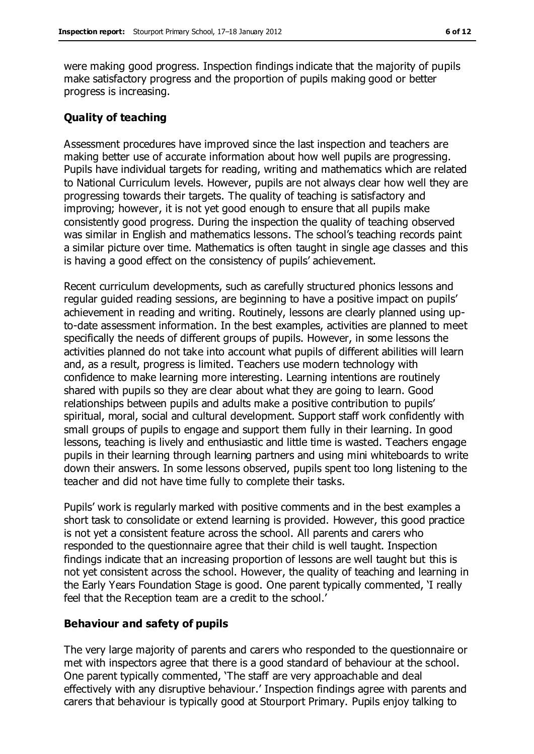were making good progress. Inspection findings indicate that the majority of pupils make satisfactory progress and the proportion of pupils making good or better progress is increasing.

### Quality of teaching

Assessment procedures have improved since the last inspection and teachers are making better use of accurate information about how well pupils are progressing. Pupils have individual targets for reading, writing and mathematics which are related to National Curriculum levels. However, pupils are not always clear how well they are progressing towards their targets. The quality of teaching is satisfactory and improving; however, it is not yet good enough to ensure that all pupils make consistently good progress. During the inspection the quality of teaching observed was similar in English and mathematics lessons. The school's teaching records paint a similar picture over time. Mathematics is often taught in single age classes and this is having a good effect on the consistency of pupils' achievement.

Recent curriculum developments, such as carefully structured phonics lessons and regular guided reading sessions, are beginning to have a positive impact on pupils' achievement in reading and writing. Routinely, lessons are clearly planned using up-to-date assessment information. In the best examples, activities are planned to meet specifically the needs of different groups of pupils. However, in some lessons the activities planned do not take into account what pupils of different abilities will learn and, as a result, progress is limited. Teachers use modern technology with confidence to make learning more interesting. Learning intentions are routinely shared with pupils so they are clear about what they are going to learn. Good relationships between pupils and adults make a positive contribution to pupils' spiritual, moral, social and cultural development. Support staff work confidently with small groups of pupils to engage and support them fully in their learning. In good lessons, teaching is lively and enthusiastic and little time is wasted. Teachers engage pupils in their learning through learning partners and using mini whiteboards to write down their answers. In some lessons observed, pupils spent too long listening to the teacher and did not have time fully to complete their tasks.

Pupils' work is regularly marked with positive comments and in the best examples a short task to consolidate or extend learning is provided. However, this good practice is not yet a consistent feature across the school. All parents and carers who responded to the questionnaire agree that their child is well taught. Inspection findings indicate that an increasing proportion of lessons are well taught but this is not yet consistent across the school. However, the quality of teaching and learning in the Early Years Foundation Stage is good. One parent typically commented, 'I really feel that the Reception team are a credit to the school.'

### Behaviour and safety of pupils

The very large majority of parents and carers who responded to the questionnaire or met with inspectors agree that there is a good standard of behaviour at the school. One parent typically commented, 'The staff are very approachable and deal effectively with any disruptive behaviour.' Inspection findings agree with parents and carers that behaviour is typically good at Stourport Primary. Pupils enjoy talking to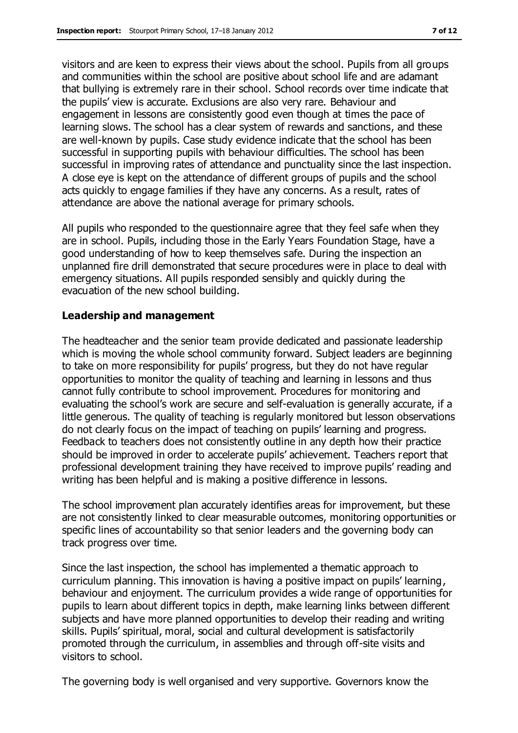visitors and are keen to express their views about the school. Pupils from all groups and communities within the school are positive about school life and are adamant that bullying is extremely rare in their school. School records over time indicate that the pupils' view is accurate. Exclusions are also very rare. Behaviour and engagement in lessons are consistently good even though at times the pace of learning slows. The school has a clear system of rewards and sanctions, and these are well-known by pupils. Case study evidence indicate that the school has been successful in supporting pupils with behaviour difficulties. The school has been successful in improving rates of attendance and punctuality since the last inspection. A close eye is kept on the attendance of different groups of pupils and the school acts quickly to engage families if they have any concerns. As a result, rates of attendance are above the national average for primary schools.

All pupils who responded to the questionnaire agree that they feel safe when they are in school. Pupils, including those in the Early Years Foundation Stage, have a good understanding of how to keep themselves safe. During the inspection an unplanned fire drill demonstrated that secure procedures were in place to deal with emergency situations. All pupils responded sensibly and quickly during the evacuation of the new school building.

### Leadership and management

The headteacher and the senior team provide dedicated and passionate leadership which is moving the whole school community forward. Subject leaders are beginning to take on more responsibility for pupils' progress, but they do not have regular opportunities to monitor the quality of teaching and learning in lessons and thus cannot fully contribute to school improvement. Procedures for monitoring and evaluating the school's work are secure and self-evaluation is generally accurate, if a little generous. The quality of teaching is regularly monitored but lesson observations do not clearly focus on the impact of teaching on pupils' learning and progress. Feedback to teachers does not consistently outline in any depth how their practice should be improved in order to accelerate pupils' achievement. Teachers report that professional development training they have received to improve pupils' reading and writing has been helpful and is making a positive difference in lessons.

The school improvement plan accurately identifies areas for improvement, but these are not consistently linked to clear measurable outcomes, monitoring opportunities or specific lines of accountability so that senior leaders and the governing body can track progress over time.

Since the last inspection, the school has implemented a thematic approach to curriculum planning. This innovation is having a positive impact on pupils' learning, behaviour and enjoyment. The curriculum provides a wide range of opportunities for pupils to learn about different topics in depth, make learning links between different subjects and have more planned opportunities to develop their reading and writing skills. Pupils' spiritual, moral, social and cultural development is satisfactorily promoted through the curriculum, in assemblies and through off-site visits and visitors to school.

The governing body is well organised and very supportive. Governors know the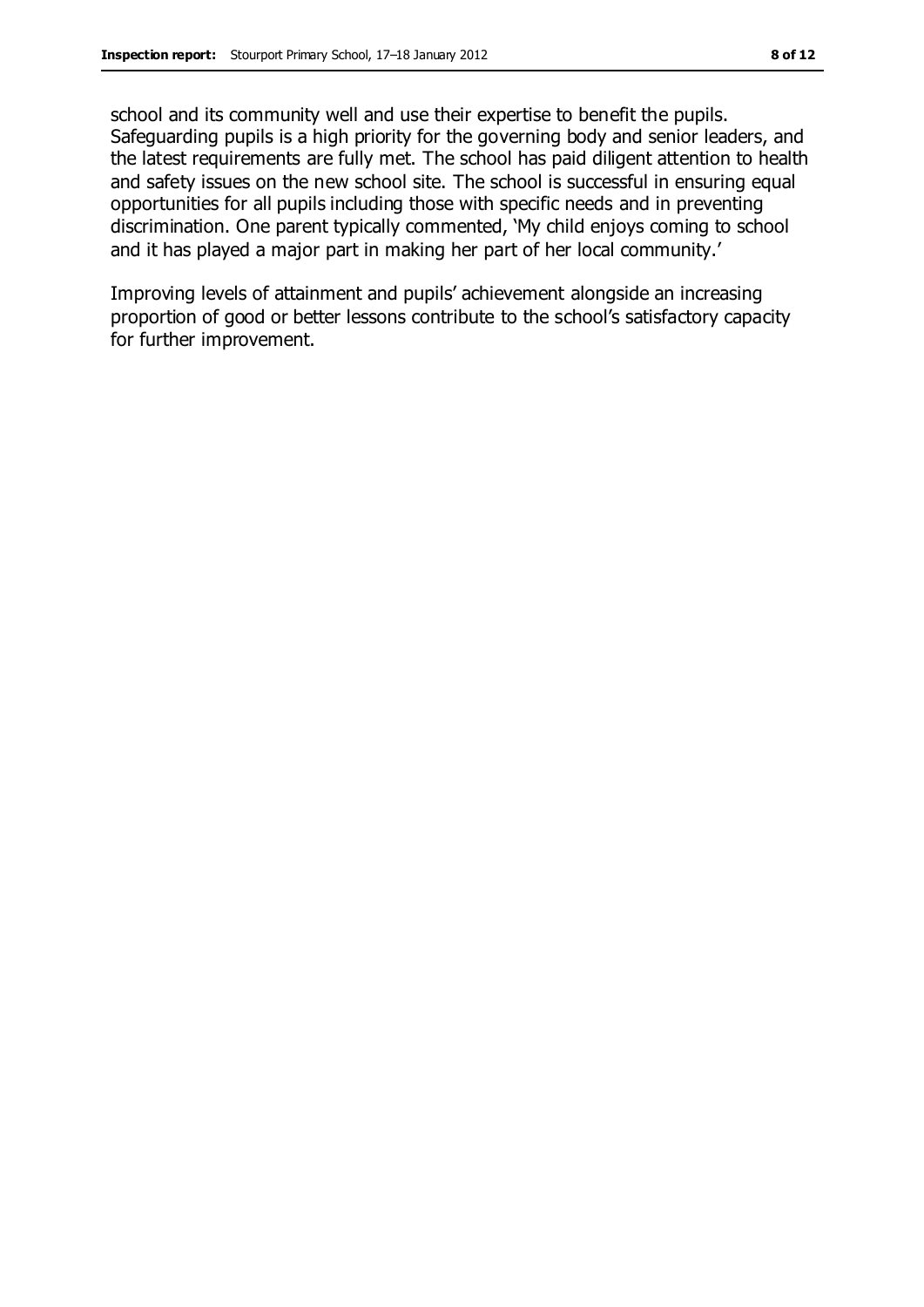school and its community well and use their expertise to benefit the pupils. Safeguarding pupils is a high priority for the governing body and senior leaders, and the latest requirements are fully met. The school has paid diligent attention to health and safety issues on the new school site. The school is successful in ensuring equal opportunities for all pupils including those with specific needs and in preventing discrimination. One parent typically commented, 'My child enjoys coming to school and it has played a major part in making her part of her local community.'

Improving levels of attainment and pupils' achievement alongside an increasing proportion of good or better lessons contribute to the school's satisfactory capacity for further improvement.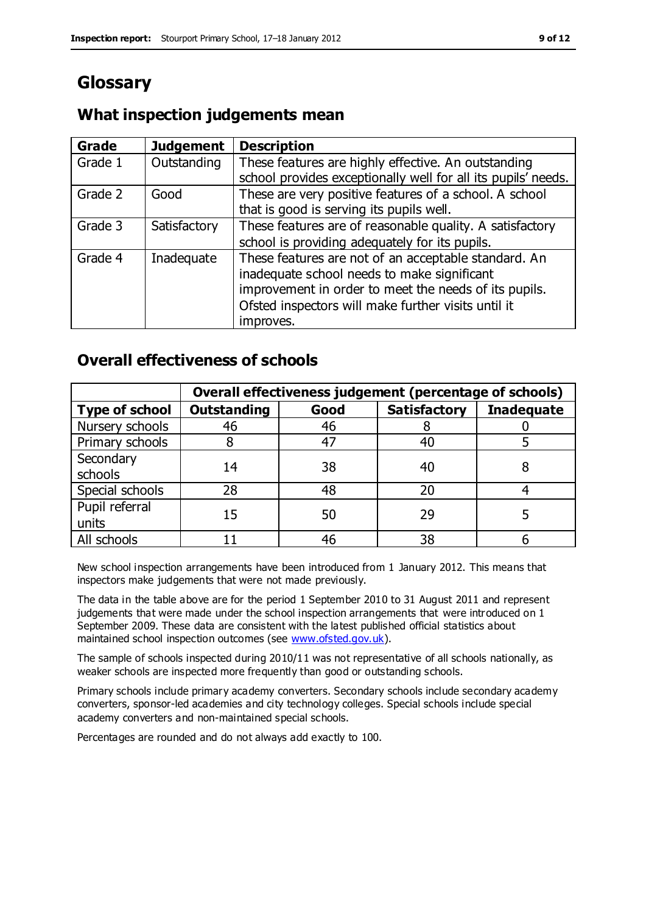# Glossary

## What inspection judgements mean

| Grade | Judgement | Description |
| --- | --- | --- |
| Grade 1 | Outstanding | These features are highly effective. An outstanding school provides exceptionally well for all its pupils' needs. |
| Grade 2 | Good | These are very positive features of a school. A school that is good is serving its pupils well. |
| Grade 3 | Satisfactory | These features are of reasonable quality. A satisfactory school is providing adequately for its pupils. |
| Grade 4 | Inadequate | These features are not of an acceptable standard. An inadequate school needs to make significant improvement in order to meet the needs of its pupils. Ofsted inspectors will make further visits until it improves. |

## Overall effectiveness of schools

| | Overall effectiveness judgement (percentage of schools) | | | |
| --- | --- | --- | --- | --- |
| **Type of school** | **Outstanding** | **Good** | **Satisfactory** | **Inadequate** |
| Nursery schools | 46 | 46 | 8 | 0 |
| Primary schools | 8 | 47 | 40 | 5 |
| Secondary schools | 14 | 38 | 40 | 8 |
| Special schools | 28 | 48 | 20 | 4 |
| Pupil referral units | 15 | 50 | 29 | 5 |
| All schools | 11 | 46 | 38 | 6 |

New school inspection arrangements have been introduced from 1 January 2012. This means that inspectors make judgements that were not made previously.

The data in the table above are for the period 1 September 2010 to 31 August 2011 and represent judgements that were made under the school inspection arrangements that were introduced on 1 September 2009. These data are consistent with the latest published official statistics about maintained school inspection outcomes (see www.ofsted.gov.uk).

The sample of schools inspected during 2010/11 was not representative of all schools nationally, as weaker schools are inspected more frequently than good or outstanding schools.

Primary schools include primary academy converters. Secondary schools include secondary academy converters, sponsor-led academies and city technology colleges. Special schools include special academy converters and non-maintained special schools.

Percentages are rounded and do not always add exactly to 100.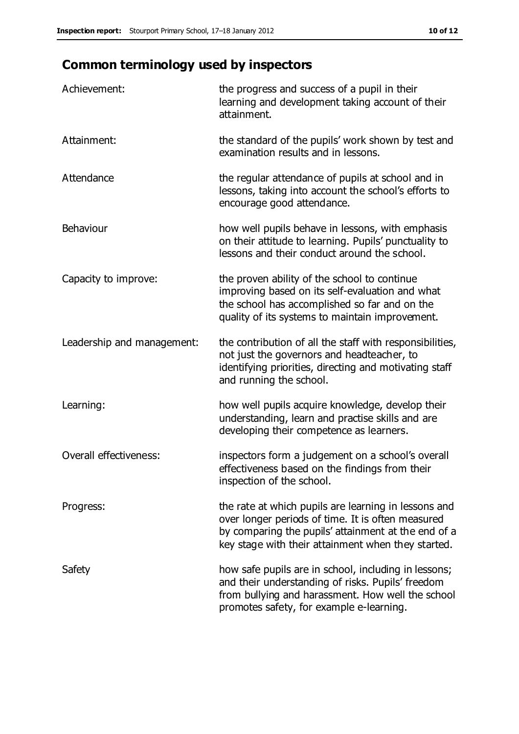## Common terminology used by inspectors

| | |
|---|---|
| Achievement: | the progress and success of a pupil in their learning and development taking account of their attainment. |
| Attainment: | the standard of the pupils' work shown by test and examination results and in lessons. |
| Attendance | the regular attendance of pupils at school and in lessons, taking into account the school's efforts to encourage good attendance. |
| Behaviour | how well pupils behave in lessons, with emphasis on their attitude to learning. Pupils' punctuality to lessons and their conduct around the school. |
| Capacity to improve: | the proven ability of the school to continue improving based on its self-evaluation and what the school has accomplished so far and on the quality of its systems to maintain improvement. |
| Leadership and management: | the contribution of all the staff with responsibilities, not just the governors and headteacher, to identifying priorities, directing and motivating staff and running the school. |
| Learning: | how well pupils acquire knowledge, develop their understanding, learn and practise skills and are developing their competence as learners. |
| Overall effectiveness: | inspectors form a judgement on a school's overall effectiveness based on the findings from their inspection of the school. |
| Progress: | the rate at which pupils are learning in lessons and over longer periods of time. It is often measured by comparing the pupils' attainment at the end of a key stage with their attainment when they started. |
| Safety | how safe pupils are in school, including in lessons; and their understanding of risks. Pupils' freedom from bullying and harassment. How well the school promotes safety, for example e-learning. |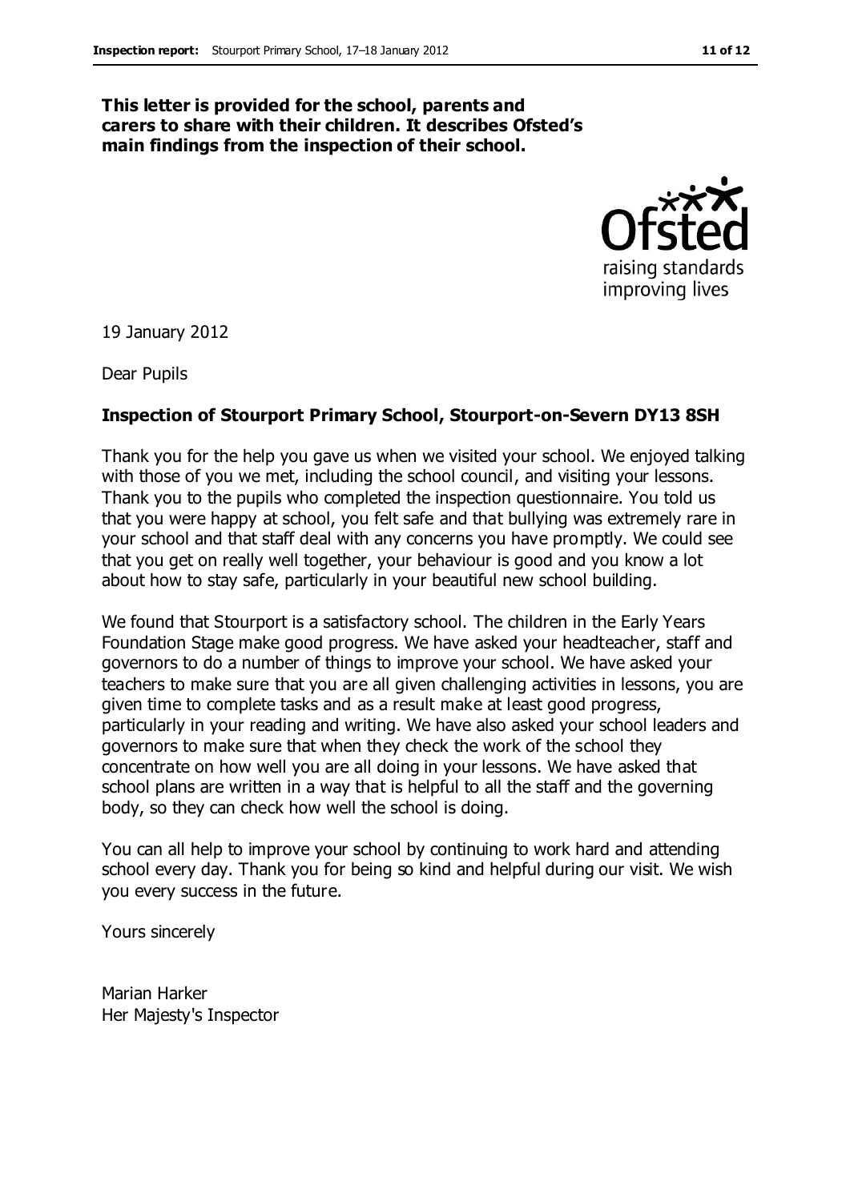**This letter is provided for the school, parents and carers to share with their children. It describes Ofsted's main findings from the inspection of their school.**

19 January 2012

Dear Pupils

**Inspection of Stourport Primary School, Stourport-on-Severn DY13 8SH**

Thank you for the help you gave us when we visited your school. We enjoyed talking with those of you we met, including the school council, and visiting your lessons. Thank you to the pupils who completed the inspection questionnaire. You told us that you were happy at school, you felt safe and that bullying was extremely rare in your school and that staff deal with any concerns you have promptly. We could see that you get on really well together, your behaviour is good and you know a lot about how to stay safe, particularly in your beautiful new school building.

We found that Stourport is a satisfactory school. The children in the Early Years Foundation Stage make good progress. We have asked your headteacher, staff and governors to do a number of things to improve your school. We have asked your teachers to make sure that you are all given challenging activities in lessons, you are given time to complete tasks and as a result make at least good progress, particularly in your reading and writing. We have also asked your school leaders and governors to make sure that when they check the work of the school they concentrate on how well you are all doing in your lessons. We have asked that school plans are written in a way that is helpful to all the staff and the governing body, so they can check how well the school is doing.

You can all help to improve your school by continuing to work hard and attending school every day. Thank you for being so kind and helpful during our visit. We wish you every success in the future.

Yours sincerely

Marian Harker
Her Majesty's Inspector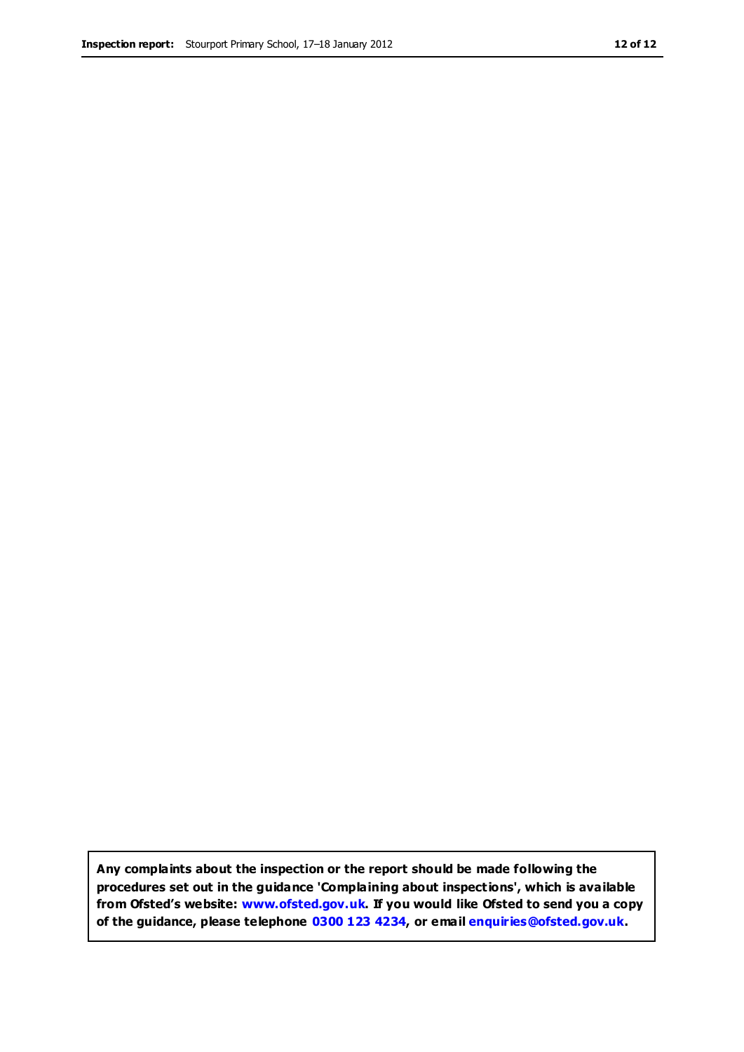**Any complaints about the inspection or the report should be made following the procedures set out in the guidance 'Complaining about inspections', which is available from Ofsted's website: www.ofsted.gov.uk. If you would like Ofsted to send you a copy of the guidance, please telephone 0300 123 4234, or email enquiries@ofsted.gov.uk.**